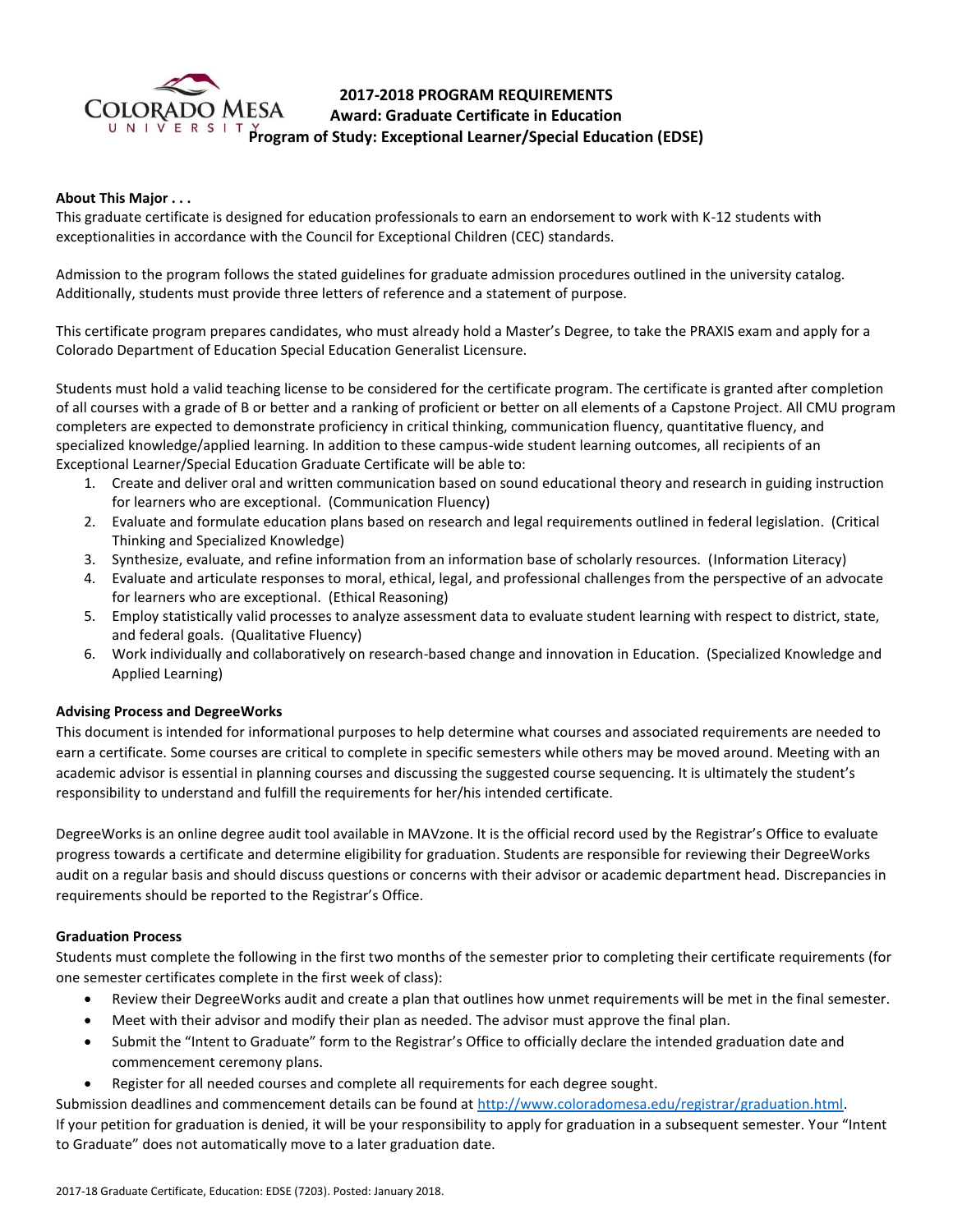# 2017-2018 PROGRAM REQUIREMENTS
## Award: Graduate Certificate in Education
## Program of Study: Exceptional Learner/Special Education (EDSE)

**About This Major . . .**

This graduate certificate is designed for education professionals to earn an endorsement to work with K-12 students with exceptionalities in accordance with the Council for Exceptional Children (CEC) standards.

Admission to the program follows the stated guidelines for graduate admission procedures outlined in the university catalog. Additionally, students must provide three letters of reference and a statement of purpose.

This certificate program prepares candidates, who must already hold a Master's Degree, to take the PRAXIS exam and apply for a Colorado Department of Education Special Education Generalist Licensure.

Students must hold a valid teaching license to be considered for the certificate program. The certificate is granted after completion of all courses with a grade of B or better and a ranking of proficient or better on all elements of a Capstone Project. All CMU program completers are expected to demonstrate proficiency in critical thinking, communication fluency, quantitative fluency, and specialized knowledge/applied learning. In addition to these campus-wide student learning outcomes, all recipients of an Exceptional Learner/Special Education Graduate Certificate will be able to:

1. Create and deliver oral and written communication based on sound educational theory and research in guiding instruction for learners who are exceptional. (Communication Fluency)
2. Evaluate and formulate education plans based on research and legal requirements outlined in federal legislation. (Critical Thinking and Specialized Knowledge)
3. Synthesize, evaluate, and refine information from an information base of scholarly resources. (Information Literacy)
4. Evaluate and articulate responses to moral, ethical, legal, and professional challenges from the perspective of an advocate for learners who are exceptional. (Ethical Reasoning)
5. Employ statistically valid processes to analyze assessment data to evaluate student learning with respect to district, state, and federal goals. (Qualitative Fluency)
6. Work individually and collaboratively on research-based change and innovation in Education. (Specialized Knowledge and Applied Learning)

**Advising Process and DegreeWorks**

This document is intended for informational purposes to help determine what courses and associated requirements are needed to earn a certificate. Some courses are critical to complete in specific semesters while others may be moved around. Meeting with an academic advisor is essential in planning courses and discussing the suggested course sequencing. It is ultimately the student's responsibility to understand and fulfill the requirements for her/his intended certificate.

DegreeWorks is an online degree audit tool available in MAVzone. It is the official record used by the Registrar's Office to evaluate progress towards a certificate and determine eligibility for graduation. Students are responsible for reviewing their DegreeWorks audit on a regular basis and should discuss questions or concerns with their advisor or academic department head. Discrepancies in requirements should be reported to the Registrar's Office.

**Graduation Process**

Students must complete the following in the first two months of the semester prior to completing their certificate requirements (for one semester certificates complete in the first week of class):

- Review their DegreeWorks audit and create a plan that outlines how unmet requirements will be met in the final semester.
- Meet with their advisor and modify their plan as needed. The advisor must approve the final plan.
- Submit the "Intent to Graduate" form to the Registrar's Office to officially declare the intended graduation date and commencement ceremony plans.
- Register for all needed courses and complete all requirements for each degree sought.

Submission deadlines and commencement details can be found at http://www.coloradomesa.edu/registrar/graduation.html.
If your petition for graduation is denied, it will be your responsibility to apply for graduation in a subsequent semester. Your "Intent to Graduate" does not automatically move to a later graduation date.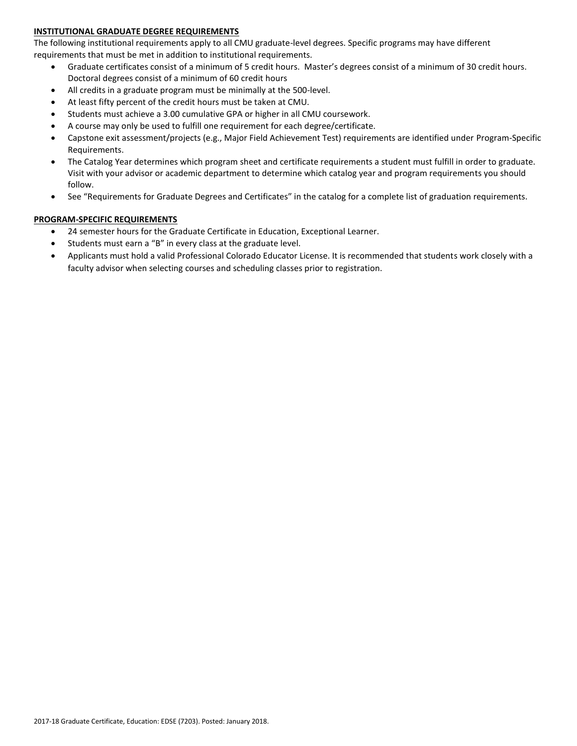**INSTITUTIONAL GRADUATE DEGREE REQUIREMENTS**

The following institutional requirements apply to all CMU graduate-level degrees. Specific programs may have different requirements that must be met in addition to institutional requirements.

- Graduate certificates consist of a minimum of 5 credit hours. Master's degrees consist of a minimum of 30 credit hours. Doctoral degrees consist of a minimum of 60 credit hours
- All credits in a graduate program must be minimally at the 500-level.
- At least fifty percent of the credit hours must be taken at CMU.
- Students must achieve a 3.00 cumulative GPA or higher in all CMU coursework.
- A course may only be used to fulfill one requirement for each degree/certificate.
- Capstone exit assessment/projects (e.g., Major Field Achievement Test) requirements are identified under Program-Specific Requirements.
- The Catalog Year determines which program sheet and certificate requirements a student must fulfill in order to graduate. Visit with your advisor or academic department to determine which catalog year and program requirements you should follow.
- See "Requirements for Graduate Degrees and Certificates" in the catalog for a complete list of graduation requirements.

**PROGRAM-SPECIFIC REQUIREMENTS**

- 24 semester hours for the Graduate Certificate in Education, Exceptional Learner.
- Students must earn a "B" in every class at the graduate level.
- Applicants must hold a valid Professional Colorado Educator License. It is recommended that students work closely with a faculty advisor when selecting courses and scheduling classes prior to registration.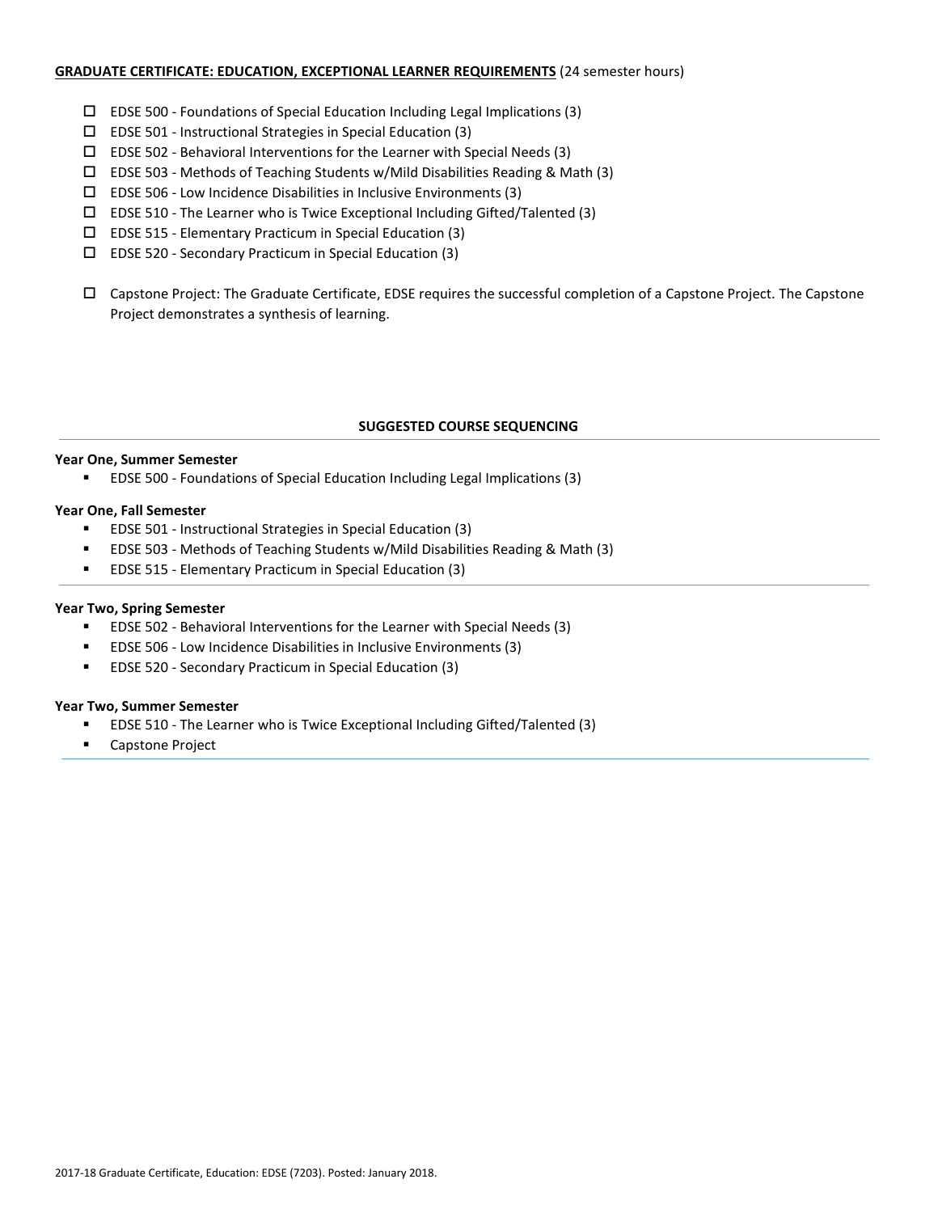**GRADUATE CERTIFICATE: EDUCATION, EXCEPTIONAL LEARNER REQUIREMENTS** (24 semester hours)

- ☐ EDSE 500 - Foundations of Special Education Including Legal Implications (3)
- ☐ EDSE 501 - Instructional Strategies in Special Education (3)
- ☐ EDSE 502 - Behavioral Interventions for the Learner with Special Needs (3)
- ☐ EDSE 503 - Methods of Teaching Students w/Mild Disabilities Reading & Math (3)
- ☐ EDSE 506 - Low Incidence Disabilities in Inclusive Environments (3)
- ☐ EDSE 510 - The Learner who is Twice Exceptional Including Gifted/Talented (3)
- ☐ EDSE 515 - Elementary Practicum in Special Education (3)
- ☐ EDSE 520 - Secondary Practicum in Special Education (3)

- ☐ Capstone Project: The Graduate Certificate, EDSE requires the successful completion of a Capstone Project. The Capstone Project demonstrates a synthesis of learning.

**SUGGESTED COURSE SEQUENCING**

**Year One, Summer Semester**
- EDSE 500 - Foundations of Special Education Including Legal Implications (3)

**Year One, Fall Semester**
- EDSE 501 - Instructional Strategies in Special Education (3)
- EDSE 503 - Methods of Teaching Students w/Mild Disabilities Reading & Math (3)
- EDSE 515 - Elementary Practicum in Special Education (3)

**Year Two, Spring Semester**
- EDSE 502 - Behavioral Interventions for the Learner with Special Needs (3)
- EDSE 506 - Low Incidence Disabilities in Inclusive Environments (3)
- EDSE 520 - Secondary Practicum in Special Education (3)

**Year Two, Summer Semester**
- EDSE 510 - The Learner who is Twice Exceptional Including Gifted/Talented (3)
- Capstone Project